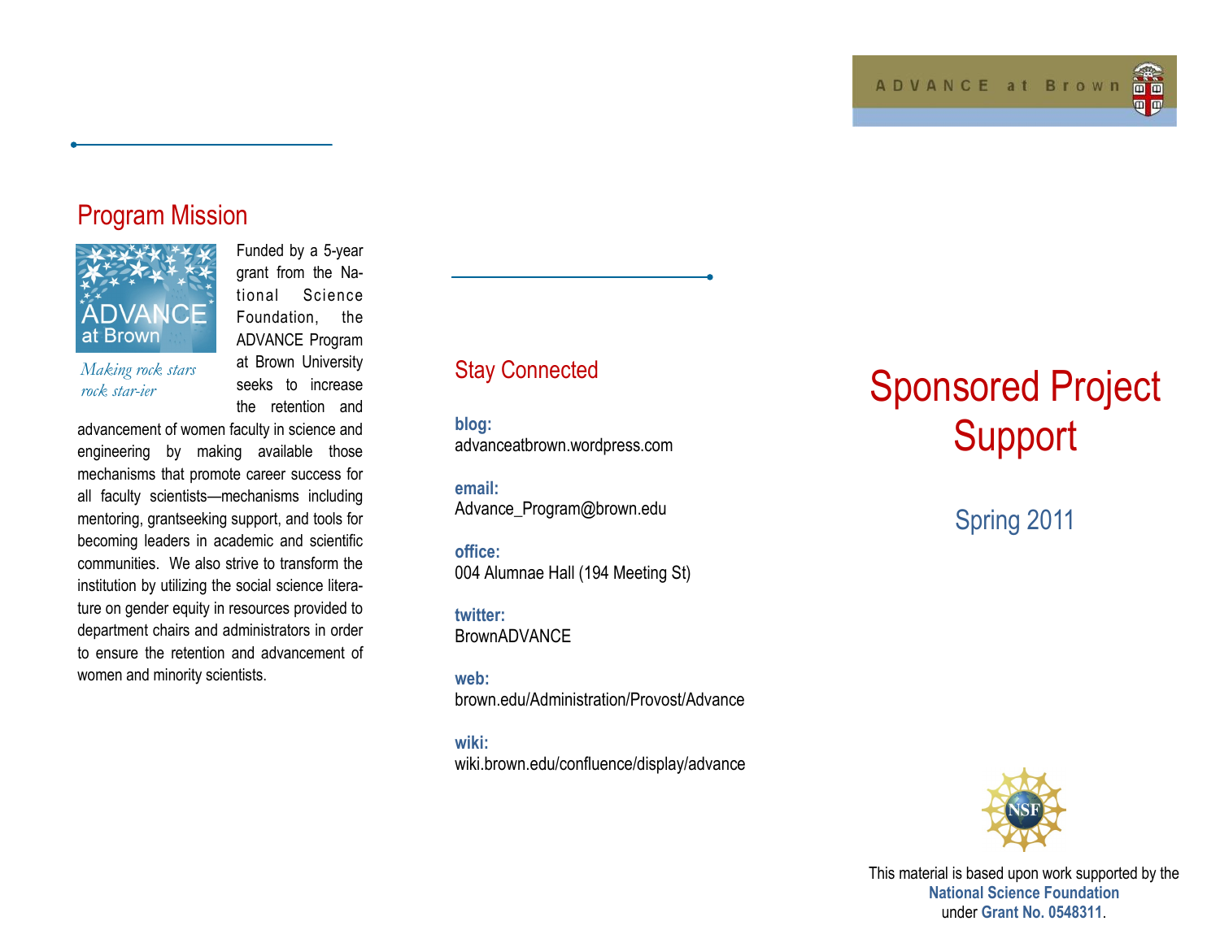ADVANCE at Brown

## Program Mission

ADVANCE at Brown

*Making rock stars rock star-ier*

Funded by a 5-year grant from the National Science Foundation, the ADVANCE Program at Brown University seeks to increase the retention and advancement of women faculty in science and engineering by making available those mechanisms that promote career success for all faculty scientists—mechanisms including mentoring, grantseeking support, and tools for becoming leaders in academic and scientific communities. We also strive to transform the institution by utilizing the social science literature on gender equity in resources provided to department chairs and administrators in order to ensure the retention and advancement of women and minority scientists.

## Stay Connected

**blog:**
advanceatbrown.wordpress.com

**email:**
Advance_Program@brown.edu

**office:**
004 Alumnae Hall (194 Meeting St)

**twitter:**
BrownADVANCE

**web:**
brown.edu/Administration/Provost/Advance

**wiki:**
wiki.brown.edu/confluence/display/advance

# Sponsored Project Support

## Spring 2011

This material is based upon work supported by the **National Science Foundation** under **Grant No. 0548311**.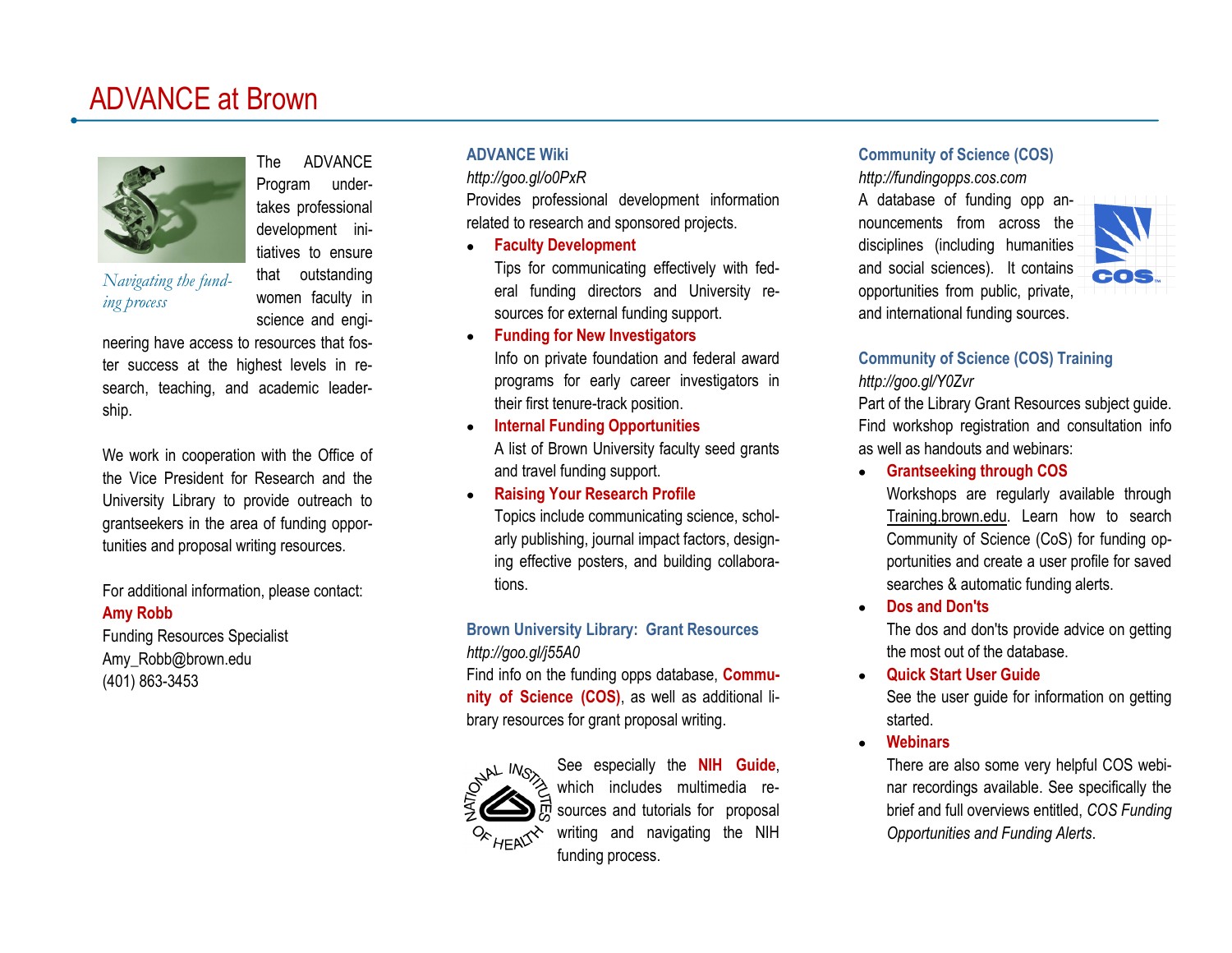# ADVANCE at Brown

*Navigating the funding process*

The ADVANCE Program undertakes professional development initiatives to ensure that outstanding women faculty in science and engineering have access to resources that foster success at the highest levels in research, teaching, and academic leadership.

We work in cooperation with the Office of the Vice President for Research and the University Library to provide outreach to grantseekers in the area of funding opportunities and proposal writing resources.

For additional information, please contact:
**Amy Robb**
Funding Resources Specialist
Amy_Robb@brown.edu
(401) 863-3453

### ADVANCE Wiki

*http://goo.gl/o0PxR*

Provides professional development information related to research and sponsored projects.

- **Faculty Development**
  Tips for communicating effectively with federal funding directors and University resources for external funding support.
- **Funding for New Investigators**
  Info on private foundation and federal award programs for early career investigators in their first tenure-track position.
- **Internal Funding Opportunities**
  A list of Brown University faculty seed grants and travel funding support.
- **Raising Your Research Profile**
  Topics include communicating science, scholarly publishing, journal impact factors, designing effective posters, and building collaborations.

### Brown University Library: Grant Resources

*http://goo.gl/j55A0*

Find info on the funding opps database, **Community of Science (COS)**, as well as additional library resources for grant proposal writing.

See especially the **NIH Guide**, which includes multimedia resources and tutorials for proposal writing and navigating the NIH funding process.

### Community of Science (COS)

*http://fundingopps.cos.com*

A database of funding opp announcements from across the disciplines (including humanities and social sciences). It contains opportunities from public, private, and international funding sources.

### Community of Science (COS) Training

*http://goo.gl/Y0Zvr*

Part of the Library Grant Resources subject guide. Find workshop registration and consultation info as well as handouts and webinars:

- **Grantseeking through COS**
  Workshops are regularly available through Training.brown.edu. Learn how to search Community of Science (CoS) for funding opportunities and create a user profile for saved searches & automatic funding alerts.
- **Dos and Don'ts**
  The dos and don'ts provide advice on getting the most out of the database.
- **Quick Start User Guide**
  See the user guide for information on getting started.
- **Webinars**
  There are also some very helpful COS webinar recordings available. See specifically the brief and full overviews entitled, *COS Funding Opportunities and Funding Alerts*.